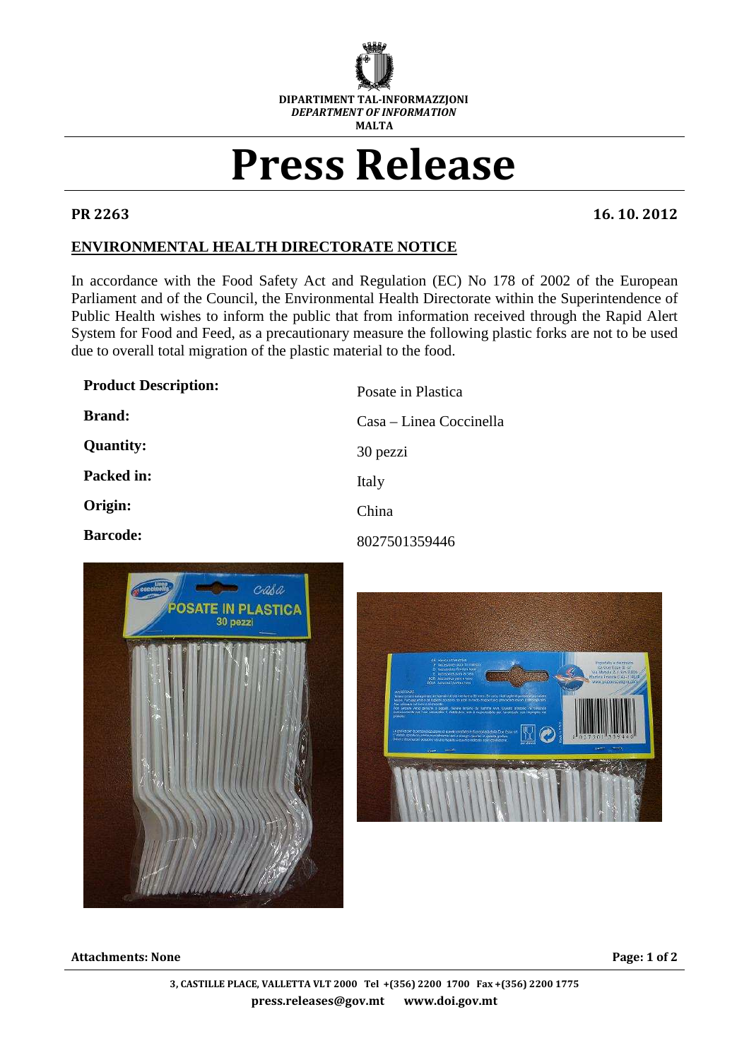DIPARTIMENT TAL-INFORMAZZJONI
*DEPARTMENT OF INFORMATION*
MALTA

# Press Release

**PR 2263** **16. 10. 2012**

## ENVIRONMENTAL HEALTH DIRECTORATE NOTICE

In accordance with the Food Safety Act and Regulation (EC) No 178 of 2002 of the European Parliament and of the Council, the Environmental Health Directorate within the Superintendence of Public Health wishes to inform the public that from information received through the Rapid Alert System for Food and Feed, as a precautionary measure the following plastic forks are not to be used due to overall total migration of the plastic material to the food.

| | |
|---|---|
| **Product Description:** | Posate in Plastica |
| **Brand:** | Casa – Linea Coccinella |
| **Quantity:** | 30 pezzi |
| **Packed in:** | Italy |
| **Origin:** | China |
| **Barcode:** | 8027501359446 |

**Attachments: None**

3, CASTILLE PLACE, VALLETTA VLT 2000 Tel +(356) 2200 1700 Fax +(356) 2200 1775
**press.releases@gov.mt** **www.doi.gov.mt**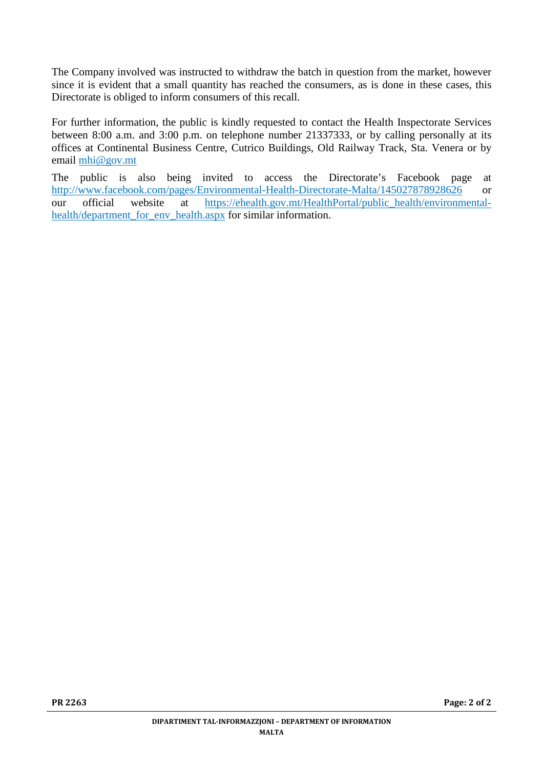The Company involved was instructed to withdraw the batch in question from the market, however since it is evident that a small quantity has reached the consumers, as is done in these cases, this Directorate is obliged to inform consumers of this recall.

For further information, the public is kindly requested to contact the Health Inspectorate Services between 8:00 a.m. and 3:00 p.m. on telephone number 21337333, or by calling personally at its offices at Continental Business Centre, Cutrico Buildings, Old Railway Track, Sta. Venera or by email mhi@gov.mt

The public is also being invited to access the Directorate's Facebook page at http://www.facebook.com/pages/Environmental-Health-Directorate-Malta/145027878928626 or our official website at https://ehealth.gov.mt/HealthPortal/public_health/environmental-health/department_for_env_health.aspx for similar information.